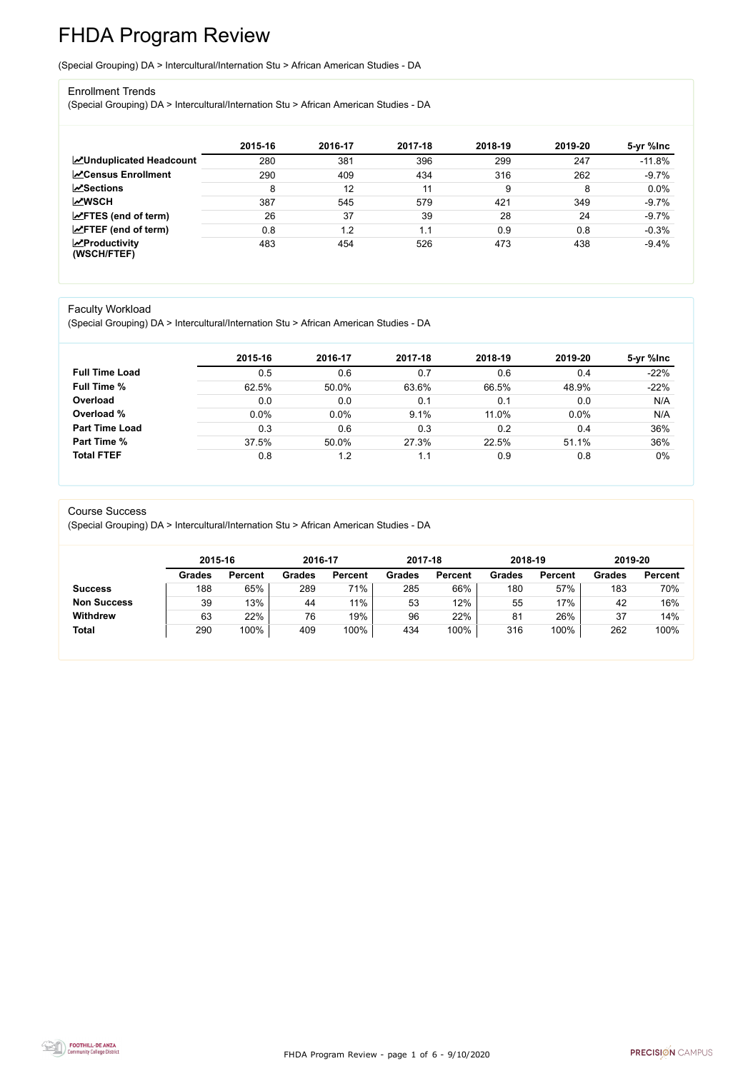# FHDA Program Review

(Special Grouping) DA > Intercultural/Internation Stu > African American Studies - DA

## Enrollment Trends

(Special Grouping) DA > Intercultural/Internation Stu > African American Studies - DA

| | 2015-16 | 2016-17 | 2017-18 | 2018-19 | 2019-20 | 5-yr %Inc |
|---|---|---|---|---|---|---|
| **Unduplicated Headcount** | 280 | 381 | 396 | 299 | 247 | -11.8% |
| **Census Enrollment** | 290 | 409 | 434 | 316 | 262 | -9.7% |
| **Sections** | 8 | 12 | 11 | 9 | 8 | 0.0% |
| **WSCH** | 387 | 545 | 579 | 421 | 349 | -9.7% |
| **FTES (end of term)** | 26 | 37 | 39 | 28 | 24 | -9.7% |
| **FTEF (end of term)** | 0.8 | 1.2 | 1.1 | 0.9 | 0.8 | -0.3% |
| **Productivity (WSCH/FTEF)** | 483 | 454 | 526 | 473 | 438 | -9.4% |

## Faculty Workload

(Special Grouping) DA > Intercultural/Internation Stu > African American Studies - DA

| | 2015-16 | 2016-17 | 2017-18 | 2018-19 | 2019-20 | 5-yr %Inc |
|---|---|---|---|---|---|---|
| **Full Time Load** | 0.5 | 0.6 | 0.7 | 0.6 | 0.4 | -22% |
| **Full Time %** | 62.5% | 50.0% | 63.6% | 66.5% | 48.9% | -22% |
| **Overload** | 0.0 | 0.0 | 0.1 | 0.1 | 0.0 | N/A |
| **Overload %** | 0.0% | 0.0% | 9.1% | 11.0% | 0.0% | N/A |
| **Part Time Load** | 0.3 | 0.6 | 0.3 | 0.2 | 0.4 | 36% |
| **Part Time %** | 37.5% | 50.0% | 27.3% | 22.5% | 51.1% | 36% |
| **Total FTEF** | 0.8 | 1.2 | 1.1 | 0.9 | 0.8 | 0% |

## Course Success

(Special Grouping) DA > Intercultural/Internation Stu > African American Studies - DA

| | 2015-16 | | 2016-17 | | 2017-18 | | 2018-19 | | 2019-20 | |
|---|---|---|---|---|---|---|---|---|---|---|
| | **Grades** | **Percent** | **Grades** | **Percent** | **Grades** | **Percent** | **Grades** | **Percent** | **Grades** | **Percent** |
| **Success** | 188 | 65% | 289 | 71% | 285 | 66% | 180 | 57% | 183 | 70% |
| **Non Success** | 39 | 13% | 44 | 11% | 53 | 12% | 55 | 17% | 42 | 16% |
| **Withdrew** | 63 | 22% | 76 | 19% | 96 | 22% | 81 | 26% | 37 | 14% |
| **Total** | 290 | 100% | 409 | 100% | 434 | 100% | 316 | 100% | 262 | 100% |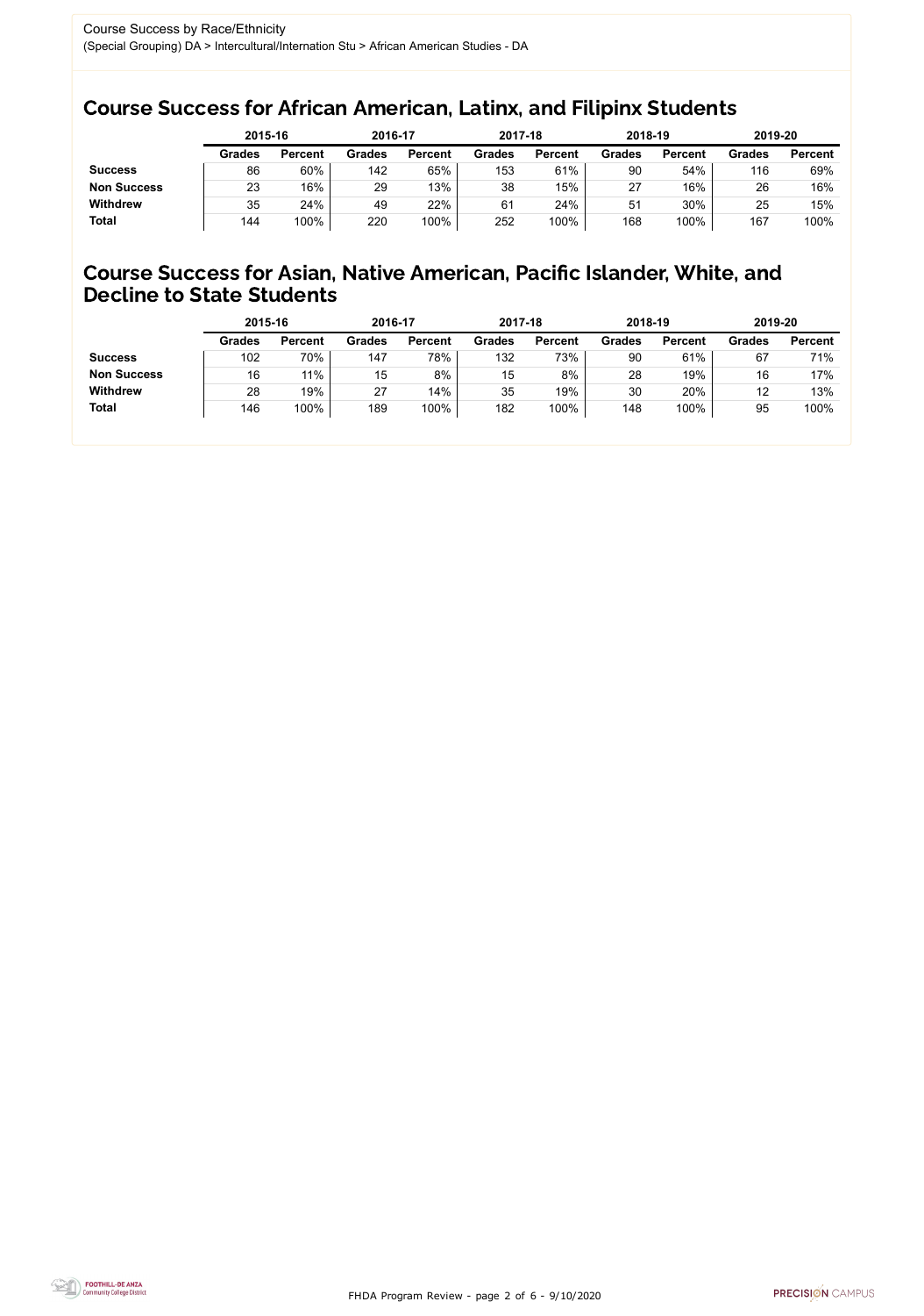Course Success by Race/Ethnicity
(Special Grouping) DA > Intercultural/Internation Stu > African American Studies - DA

## Course Success for African American, Latinx, and Filipinx Students

| | 2015-16 | | 2016-17 | | 2017-18 | | 2018-19 | | 2019-20 | |
|---|---|---|---|---|---|---|---|---|---|---|
| | Grades | Percent | Grades | Percent | Grades | Percent | Grades | Percent | Grades | Percent |
| **Success** | 86 | 60% | 142 | 65% | 153 | 61% | 90 | 54% | 116 | 69% |
| **Non Success** | 23 | 16% | 29 | 13% | 38 | 15% | 27 | 16% | 26 | 16% |
| **Withdrew** | 35 | 24% | 49 | 22% | 61 | 24% | 51 | 30% | 25 | 15% |
| **Total** | 144 | 100% | 220 | 100% | 252 | 100% | 168 | 100% | 167 | 100% |

## Course Success for Asian, Native American, Pacific Islander, White, and Decline to State Students

| | 2015-16 | | 2016-17 | | 2017-18 | | 2018-19 | | 2019-20 | |
|---|---|---|---|---|---|---|---|---|---|---|
| | Grades | Percent | Grades | Percent | Grades | Percent | Grades | Percent | Grades | Percent |
| **Success** | 102 | 70% | 147 | 78% | 132 | 73% | 90 | 61% | 67 | 71% |
| **Non Success** | 16 | 11% | 15 | 8% | 15 | 8% | 28 | 19% | 16 | 17% |
| **Withdrew** | 28 | 19% | 27 | 14% | 35 | 19% | 30 | 20% | 12 | 13% |
| **Total** | 146 | 100% | 189 | 100% | 182 | 100% | 148 | 100% | 95 | 100% |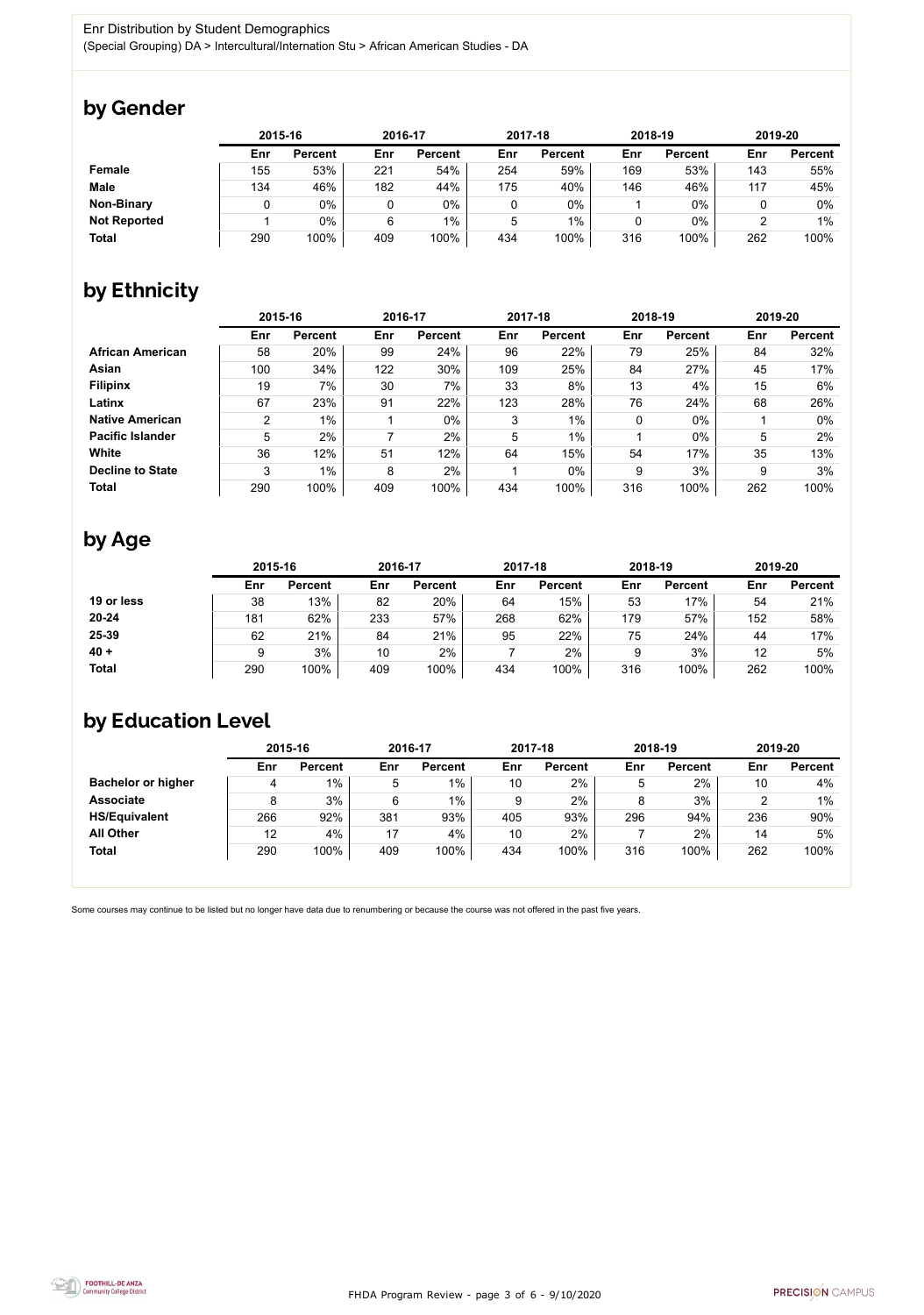Enr Distribution by Student Demographics
(Special Grouping) DA > Intercultural/Internation Stu > African American Studies - DA

## by Gender

| | 2015-16 | | 2016-17 | | 2017-18 | | 2018-19 | | 2019-20 | |
|---|---|---|---|---|---|---|---|---|---|---|
| | Enr | Percent | Enr | Percent | Enr | Percent | Enr | Percent | Enr | Percent |
| **Female** | 155 | 53% | 221 | 54% | 254 | 59% | 169 | 53% | 143 | 55% |
| **Male** | 134 | 46% | 182 | 44% | 175 | 40% | 146 | 46% | 117 | 45% |
| **Non-Binary** | 0 | 0% | 0 | 0% | 0 | 0% | 1 | 0% | 0 | 0% |
| **Not Reported** | 1 | 0% | 6 | 1% | 5 | 1% | 0 | 0% | 2 | 1% |
| **Total** | 290 | 100% | 409 | 100% | 434 | 100% | 316 | 100% | 262 | 100% |

## by Ethnicity

| | 2015-16 | | 2016-17 | | 2017-18 | | 2018-19 | | 2019-20 | |
|---|---|---|---|---|---|---|---|---|---|---|
| | Enr | Percent | Enr | Percent | Enr | Percent | Enr | Percent | Enr | Percent |
| **African American** | 58 | 20% | 99 | 24% | 96 | 22% | 79 | 25% | 84 | 32% |
| **Asian** | 100 | 34% | 122 | 30% | 109 | 25% | 84 | 27% | 45 | 17% |
| **Filipinx** | 19 | 7% | 30 | 7% | 33 | 8% | 13 | 4% | 15 | 6% |
| **Latinx** | 67 | 23% | 91 | 22% | 123 | 28% | 76 | 24% | 68 | 26% |
| **Native American** | 2 | 1% | 1 | 0% | 3 | 1% | 0 | 0% | 1 | 0% |
| **Pacific Islander** | 5 | 2% | 7 | 2% | 5 | 1% | 1 | 0% | 5 | 2% |
| **White** | 36 | 12% | 51 | 12% | 64 | 15% | 54 | 17% | 35 | 13% |
| **Decline to State** | 3 | 1% | 8 | 2% | 1 | 0% | 9 | 3% | 9 | 3% |
| **Total** | 290 | 100% | 409 | 100% | 434 | 100% | 316 | 100% | 262 | 100% |

## by Age

| | 2015-16 | | 2016-17 | | 2017-18 | | 2018-19 | | 2019-20 | |
|---|---|---|---|---|---|---|---|---|---|---|
| | Enr | Percent | Enr | Percent | Enr | Percent | Enr | Percent | Enr | Percent |
| **19 or less** | 38 | 13% | 82 | 20% | 64 | 15% | 53 | 17% | 54 | 21% |
| **20-24** | 181 | 62% | 233 | 57% | 268 | 62% | 179 | 57% | 152 | 58% |
| **25-39** | 62 | 21% | 84 | 21% | 95 | 22% | 75 | 24% | 44 | 17% |
| **40 +** | 9 | 3% | 10 | 2% | 7 | 2% | 9 | 3% | 12 | 5% |
| **Total** | 290 | 100% | 409 | 100% | 434 | 100% | 316 | 100% | 262 | 100% |

## by Education Level

| | 2015-16 | | 2016-17 | | 2017-18 | | 2018-19 | | 2019-20 | |
|---|---|---|---|---|---|---|---|---|---|---|
| | Enr | Percent | Enr | Percent | Enr | Percent | Enr | Percent | Enr | Percent |
| **Bachelor or higher** | 4 | 1% | 5 | 1% | 10 | 2% | 5 | 2% | 10 | 4% |
| **Associate** | 8 | 3% | 6 | 1% | 9 | 2% | 8 | 3% | 2 | 1% |
| **HS/Equivalent** | 266 | 92% | 381 | 93% | 405 | 93% | 296 | 94% | 236 | 90% |
| **All Other** | 12 | 4% | 17 | 4% | 10 | 2% | 7 | 2% | 14 | 5% |
| **Total** | 290 | 100% | 409 | 100% | 434 | 100% | 316 | 100% | 262 | 100% |

Some courses may continue to be listed but no longer have data due to renumbering or because the course was not offered in the past five years.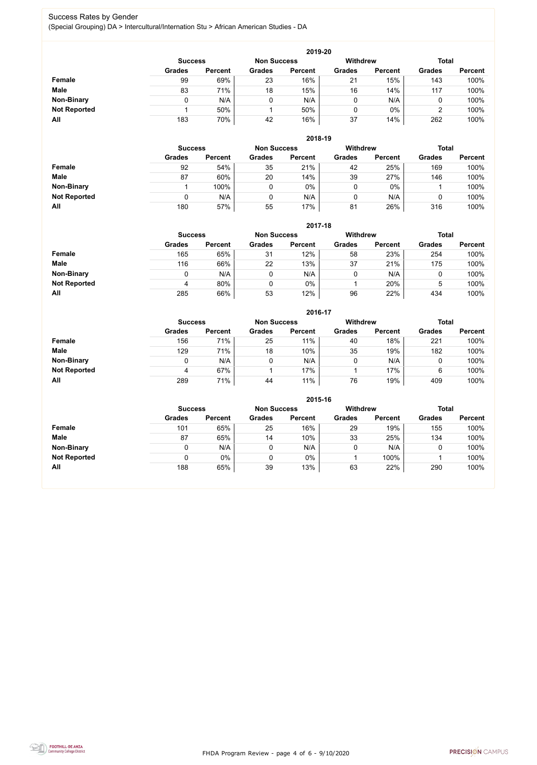# Success Rates by Gender

(Special Grouping) DA > Intercultural/Internation Stu > African American Studies - DA

## 2019-20

| | Success | | Non Success | | Withdrew | | Total | |
|---|---|---|---|---|---|---|---|---|
| | Grades | Percent | Grades | Percent | Grades | Percent | Grades | Percent |
| **Female** | 99 | 69% | 23 | 16% | 21 | 15% | 143 | 100% |
| **Male** | 83 | 71% | 18 | 15% | 16 | 14% | 117 | 100% |
| **Non-Binary** | 0 | N/A | 0 | N/A | 0 | N/A | 0 | 100% |
| **Not Reported** | 1 | 50% | 1 | 50% | 0 | 0% | 2 | 100% |
| **All** | 183 | 70% | 42 | 16% | 37 | 14% | 262 | 100% |

## 2018-19

| | Success | | Non Success | | Withdrew | | Total | |
|---|---|---|---|---|---|---|---|---|
| | Grades | Percent | Grades | Percent | Grades | Percent | Grades | Percent |
| **Female** | 92 | 54% | 35 | 21% | 42 | 25% | 169 | 100% |
| **Male** | 87 | 60% | 20 | 14% | 39 | 27% | 146 | 100% |
| **Non-Binary** | 1 | 100% | 0 | 0% | 0 | 0% | 1 | 100% |
| **Not Reported** | 0 | N/A | 0 | N/A | 0 | N/A | 0 | 100% |
| **All** | 180 | 57% | 55 | 17% | 81 | 26% | 316 | 100% |

## 2017-18

| | Success | | Non Success | | Withdrew | | Total | |
|---|---|---|---|---|---|---|---|---|
| | Grades | Percent | Grades | Percent | Grades | Percent | Grades | Percent |
| **Female** | 165 | 65% | 31 | 12% | 58 | 23% | 254 | 100% |
| **Male** | 116 | 66% | 22 | 13% | 37 | 21% | 175 | 100% |
| **Non-Binary** | 0 | N/A | 0 | N/A | 0 | N/A | 0 | 100% |
| **Not Reported** | 4 | 80% | 0 | 0% | 1 | 20% | 5 | 100% |
| **All** | 285 | 66% | 53 | 12% | 96 | 22% | 434 | 100% |

## 2016-17

| | Success | | Non Success | | Withdrew | | Total | |
|---|---|---|---|---|---|---|---|---|
| | Grades | Percent | Grades | Percent | Grades | Percent | Grades | Percent |
| **Female** | 156 | 71% | 25 | 11% | 40 | 18% | 221 | 100% |
| **Male** | 129 | 71% | 18 | 10% | 35 | 19% | 182 | 100% |
| **Non-Binary** | 0 | N/A | 0 | N/A | 0 | N/A | 0 | 100% |
| **Not Reported** | 4 | 67% | 1 | 17% | 1 | 17% | 6 | 100% |
| **All** | 289 | 71% | 44 | 11% | 76 | 19% | 409 | 100% |

## 2015-16

| | Success | | Non Success | | Withdrew | | Total | |
|---|---|---|---|---|---|---|---|---|
| | Grades | Percent | Grades | Percent | Grades | Percent | Grades | Percent |
| **Female** | 101 | 65% | 25 | 16% | 29 | 19% | 155 | 100% |
| **Male** | 87 | 65% | 14 | 10% | 33 | 25% | 134 | 100% |
| **Non-Binary** | 0 | N/A | 0 | N/A | 0 | N/A | 0 | 100% |
| **Not Reported** | 0 | 0% | 0 | 0% | 1 | 100% | 1 | 100% |
| **All** | 188 | 65% | 39 | 13% | 63 | 22% | 290 | 100% |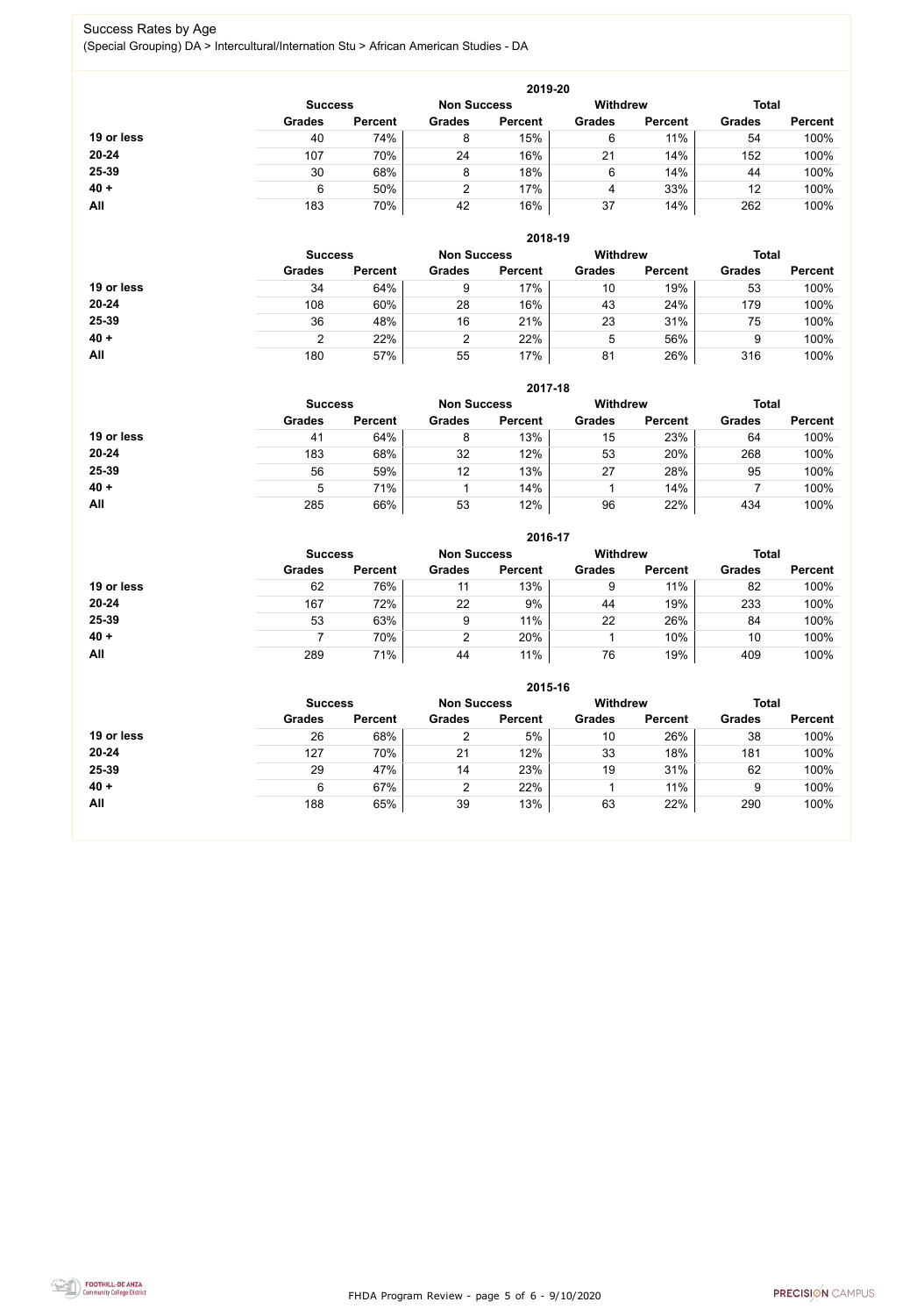# Success Rates by Age

(Special Grouping) DA > Intercultural/Internation Stu > African American Studies - DA

### 2019-20

| | Success | | Non Success | | Withdrew | | Total | |
|---|---|---|---|---|---|---|---|---|
| | Grades | Percent | Grades | Percent | Grades | Percent | Grades | Percent |
| **19 or less** | 40 | 74% | 8 | 15% | 6 | 11% | 54 | 100% |
| **20-24** | 107 | 70% | 24 | 16% | 21 | 14% | 152 | 100% |
| **25-39** | 30 | 68% | 8 | 18% | 6 | 14% | 44 | 100% |
| **40 +** | 6 | 50% | 2 | 17% | 4 | 33% | 12 | 100% |
| **All** | 183 | 70% | 42 | 16% | 37 | 14% | 262 | 100% |

### 2018-19

| | Success | | Non Success | | Withdrew | | Total | |
|---|---|---|---|---|---|---|---|---|
| | Grades | Percent | Grades | Percent | Grades | Percent | Grades | Percent |
| **19 or less** | 34 | 64% | 9 | 17% | 10 | 19% | 53 | 100% |
| **20-24** | 108 | 60% | 28 | 16% | 43 | 24% | 179 | 100% |
| **25-39** | 36 | 48% | 16 | 21% | 23 | 31% | 75 | 100% |
| **40 +** | 2 | 22% | 2 | 22% | 5 | 56% | 9 | 100% |
| **All** | 180 | 57% | 55 | 17% | 81 | 26% | 316 | 100% |

### 2017-18

| | Success | | Non Success | | Withdrew | | Total | |
|---|---|---|---|---|---|---|---|---|
| | Grades | Percent | Grades | Percent | Grades | Percent | Grades | Percent |
| **19 or less** | 41 | 64% | 8 | 13% | 15 | 23% | 64 | 100% |
| **20-24** | 183 | 68% | 32 | 12% | 53 | 20% | 268 | 100% |
| **25-39** | 56 | 59% | 12 | 13% | 27 | 28% | 95 | 100% |
| **40 +** | 5 | 71% | 1 | 14% | 1 | 14% | 7 | 100% |
| **All** | 285 | 66% | 53 | 12% | 96 | 22% | 434 | 100% |

### 2016-17

| | Success | | Non Success | | Withdrew | | Total | |
|---|---|---|---|---|---|---|---|---|
| | Grades | Percent | Grades | Percent | Grades | Percent | Grades | Percent |
| **19 or less** | 62 | 76% | 11 | 13% | 9 | 11% | 82 | 100% |
| **20-24** | 167 | 72% | 22 | 9% | 44 | 19% | 233 | 100% |
| **25-39** | 53 | 63% | 9 | 11% | 22 | 26% | 84 | 100% |
| **40 +** | 7 | 70% | 2 | 20% | 1 | 10% | 10 | 100% |
| **All** | 289 | 71% | 44 | 11% | 76 | 19% | 409 | 100% |

### 2015-16

| | Success | | Non Success | | Withdrew | | Total | |
|---|---|---|---|---|---|---|---|---|
| | Grades | Percent | Grades | Percent | Grades | Percent | Grades | Percent |
| **19 or less** | 26 | 68% | 2 | 5% | 10 | 26% | 38 | 100% |
| **20-24** | 127 | 70% | 21 | 12% | 33 | 18% | 181 | 100% |
| **25-39** | 29 | 47% | 14 | 23% | 19 | 31% | 62 | 100% |
| **40 +** | 6 | 67% | 2 | 22% | 1 | 11% | 9 | 100% |
| **All** | 188 | 65% | 39 | 13% | 63 | 22% | 290 | 100% |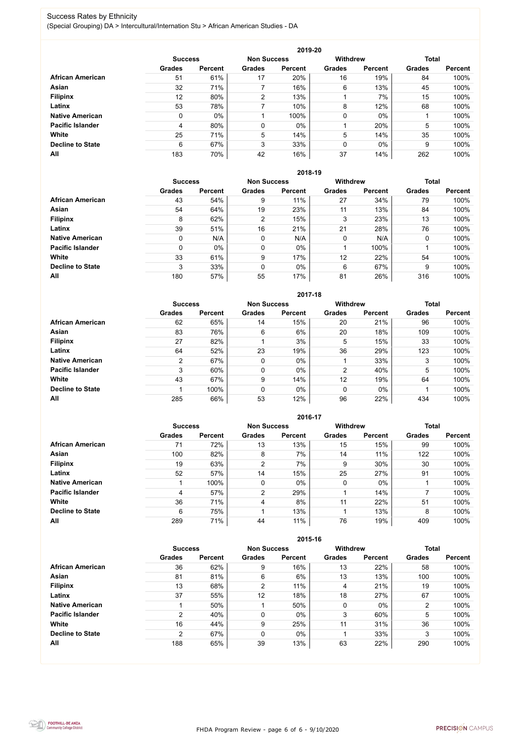# Success Rates by Ethnicity

(Special Grouping) DA > Intercultural/Internation Stu > African American Studies - DA

## 2019-20

| | Success | | Non Success | | Withdrew | | Total | |
|---|---|---|---|---|---|---|---|---|
| | Grades | Percent | Grades | Percent | Grades | Percent | Grades | Percent |
| **African American** | 51 | 61% | 17 | 20% | 16 | 19% | 84 | 100% |
| **Asian** | 32 | 71% | 7 | 16% | 6 | 13% | 45 | 100% |
| **Filipinx** | 12 | 80% | 2 | 13% | 1 | 7% | 15 | 100% |
| **Latinx** | 53 | 78% | 7 | 10% | 8 | 12% | 68 | 100% |
| **Native American** | 0 | 0% | 1 | 100% | 0 | 0% | 1 | 100% |
| **Pacific Islander** | 4 | 80% | 0 | 0% | 1 | 20% | 5 | 100% |
| **White** | 25 | 71% | 5 | 14% | 5 | 14% | 35 | 100% |
| **Decline to State** | 6 | 67% | 3 | 33% | 0 | 0% | 9 | 100% |
| **All** | 183 | 70% | 42 | 16% | 37 | 14% | 262 | 100% |

## 2018-19

| | Success | | Non Success | | Withdrew | | Total | |
|---|---|---|---|---|---|---|---|---|
| | Grades | Percent | Grades | Percent | Grades | Percent | Grades | Percent |
| **African American** | 43 | 54% | 9 | 11% | 27 | 34% | 79 | 100% |
| **Asian** | 54 | 64% | 19 | 23% | 11 | 13% | 84 | 100% |
| **Filipinx** | 8 | 62% | 2 | 15% | 3 | 23% | 13 | 100% |
| **Latinx** | 39 | 51% | 16 | 21% | 21 | 28% | 76 | 100% |
| **Native American** | 0 | N/A | 0 | N/A | 0 | N/A | 0 | 100% |
| **Pacific Islander** | 0 | 0% | 0 | 0% | 1 | 100% | 1 | 100% |
| **White** | 33 | 61% | 9 | 17% | 12 | 22% | 54 | 100% |
| **Decline to State** | 3 | 33% | 0 | 0% | 6 | 67% | 9 | 100% |
| **All** | 180 | 57% | 55 | 17% | 81 | 26% | 316 | 100% |

## 2017-18

| | Success | | Non Success | | Withdrew | | Total | |
|---|---|---|---|---|---|---|---|---|
| | Grades | Percent | Grades | Percent | Grades | Percent | Grades | Percent |
| **African American** | 62 | 65% | 14 | 15% | 20 | 21% | 96 | 100% |
| **Asian** | 83 | 76% | 6 | 6% | 20 | 18% | 109 | 100% |
| **Filipinx** | 27 | 82% | 1 | 3% | 5 | 15% | 33 | 100% |
| **Latinx** | 64 | 52% | 23 | 19% | 36 | 29% | 123 | 100% |
| **Native American** | 2 | 67% | 0 | 0% | 1 | 33% | 3 | 100% |
| **Pacific Islander** | 3 | 60% | 0 | 0% | 2 | 40% | 5 | 100% |
| **White** | 43 | 67% | 9 | 14% | 12 | 19% | 64 | 100% |
| **Decline to State** | 1 | 100% | 0 | 0% | 0 | 0% | 1 | 100% |
| **All** | 285 | 66% | 53 | 12% | 96 | 22% | 434 | 100% |

## 2016-17

| | Success | | Non Success | | Withdrew | | Total | |
|---|---|---|---|---|---|---|---|---|
| | Grades | Percent | Grades | Percent | Grades | Percent | Grades | Percent |
| **African American** | 71 | 72% | 13 | 13% | 15 | 15% | 99 | 100% |
| **Asian** | 100 | 82% | 8 | 7% | 14 | 11% | 122 | 100% |
| **Filipinx** | 19 | 63% | 2 | 7% | 9 | 30% | 30 | 100% |
| **Latinx** | 52 | 57% | 14 | 15% | 25 | 27% | 91 | 100% |
| **Native American** | 1 | 100% | 0 | 0% | 0 | 0% | 1 | 100% |
| **Pacific Islander** | 4 | 57% | 2 | 29% | 1 | 14% | 7 | 100% |
| **White** | 36 | 71% | 4 | 8% | 11 | 22% | 51 | 100% |
| **Decline to State** | 6 | 75% | 1 | 13% | 1 | 13% | 8 | 100% |
| **All** | 289 | 71% | 44 | 11% | 76 | 19% | 409 | 100% |

## 2015-16

| | Success | | Non Success | | Withdrew | | Total | |
|---|---|---|---|---|---|---|---|---|
| | Grades | Percent | Grades | Percent | Grades | Percent | Grades | Percent |
| **African American** | 36 | 62% | 9 | 16% | 13 | 22% | 58 | 100% |
| **Asian** | 81 | 81% | 6 | 6% | 13 | 13% | 100 | 100% |
| **Filipinx** | 13 | 68% | 2 | 11% | 4 | 21% | 19 | 100% |
| **Latinx** | 37 | 55% | 12 | 18% | 18 | 27% | 67 | 100% |
| **Native American** | 1 | 50% | 1 | 50% | 0 | 0% | 2 | 100% |
| **Pacific Islander** | 2 | 40% | 0 | 0% | 3 | 60% | 5 | 100% |
| **White** | 16 | 44% | 9 | 25% | 11 | 31% | 36 | 100% |
| **Decline to State** | 2 | 67% | 0 | 0% | 1 | 33% | 3 | 100% |
| **All** | 188 | 65% | 39 | 13% | 63 | 22% | 290 | 100% |